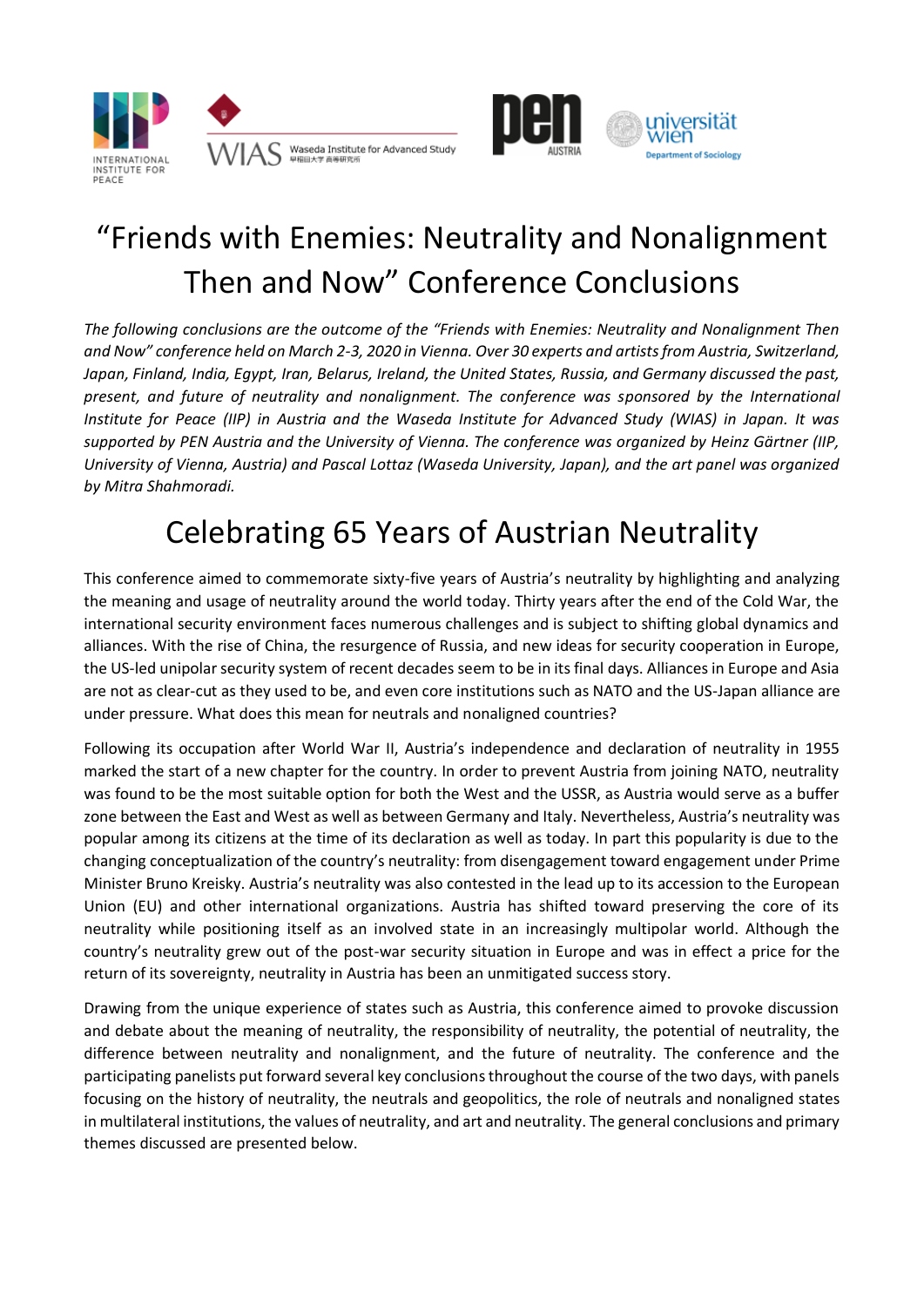# "Friends with Enemies: Neutrality and Nonalignment Then and Now" Conference Conclusions

*The following conclusions are the outcome of the "Friends with Enemies: Neutrality and Nonalignment Then and Now" conference held on March 2-3, 2020 in Vienna. Over 30 experts and artists from Austria, Switzerland, Japan, Finland, India, Egypt, Iran, Belarus, Ireland, the United States, Russia, and Germany discussed the past, present, and future of neutrality and nonalignment. The conference was sponsored by the International Institute for Peace (IIP) in Austria and the Waseda Institute for Advanced Study (WIAS) in Japan. It was supported by PEN Austria and the University of Vienna. The conference was organized by Heinz Gärtner (IIP, University of Vienna, Austria) and Pascal Lottaz (Waseda University, Japan), and the art panel was organized by Mitra Shahmoradi.*

## Celebrating 65 Years of Austrian Neutrality

This conference aimed to commemorate sixty-five years of Austria's neutrality by highlighting and analyzing the meaning and usage of neutrality around the world today. Thirty years after the end of the Cold War, the international security environment faces numerous challenges and is subject to shifting global dynamics and alliances. With the rise of China, the resurgence of Russia, and new ideas for security cooperation in Europe, the US-led unipolar security system of recent decades seem to be in its final days. Alliances in Europe and Asia are not as clear-cut as they used to be, and even core institutions such as NATO and the US-Japan alliance are under pressure. What does this mean for neutrals and nonaligned countries?

Following its occupation after World War II, Austria's independence and declaration of neutrality in 1955 marked the start of a new chapter for the country. In order to prevent Austria from joining NATO, neutrality was found to be the most suitable option for both the West and the USSR, as Austria would serve as a buffer zone between the East and West as well as between Germany and Italy. Nevertheless, Austria's neutrality was popular among its citizens at the time of its declaration as well as today. In part this popularity is due to the changing conceptualization of the country's neutrality: from disengagement toward engagement under Prime Minister Bruno Kreisky. Austria's neutrality was also contested in the lead up to its accession to the European Union (EU) and other international organizations. Austria has shifted toward preserving the core of its neutrality while positioning itself as an involved state in an increasingly multipolar world. Although the country's neutrality grew out of the post-war security situation in Europe and was in effect a price for the return of its sovereignty, neutrality in Austria has been an unmitigated success story.

Drawing from the unique experience of states such as Austria, this conference aimed to provoke discussion and debate about the meaning of neutrality, the responsibility of neutrality, the potential of neutrality, the difference between neutrality and nonalignment, and the future of neutrality. The conference and the participating panelists put forward several key conclusions throughout the course of the two days, with panels focusing on the history of neutrality, the neutrals and geopolitics, the role of neutrals and nonaligned states in multilateral institutions, the values of neutrality, and art and neutrality. The general conclusions and primary themes discussed are presented below.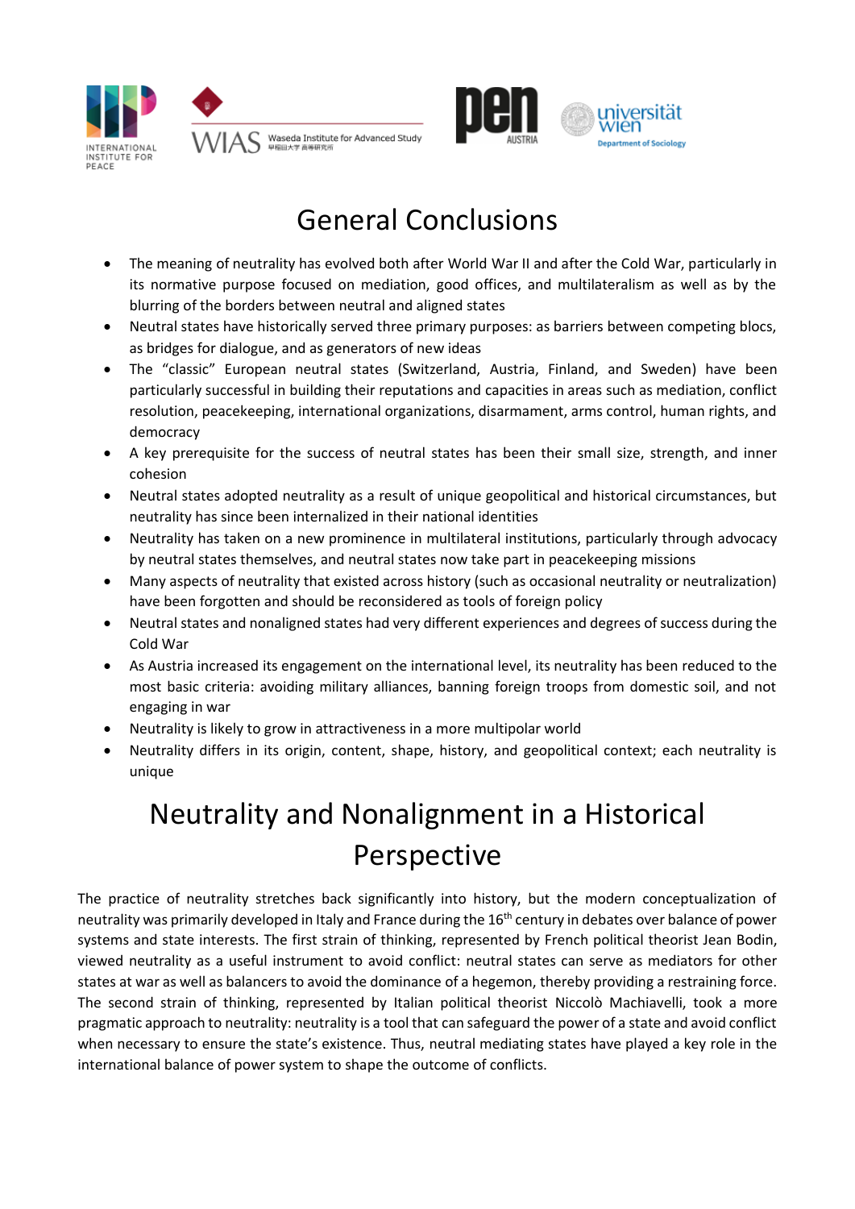# General Conclusions

- The meaning of neutrality has evolved both after World War II and after the Cold War, particularly in its normative purpose focused on mediation, good offices, and multilateralism as well as by the blurring of the borders between neutral and aligned states
- Neutral states have historically served three primary purposes: as barriers between competing blocs, as bridges for dialogue, and as generators of new ideas
- The "classic" European neutral states (Switzerland, Austria, Finland, and Sweden) have been particularly successful in building their reputations and capacities in areas such as mediation, conflict resolution, peacekeeping, international organizations, disarmament, arms control, human rights, and democracy
- A key prerequisite for the success of neutral states has been their small size, strength, and inner cohesion
- Neutral states adopted neutrality as a result of unique geopolitical and historical circumstances, but neutrality has since been internalized in their national identities
- Neutrality has taken on a new prominence in multilateral institutions, particularly through advocacy by neutral states themselves, and neutral states now take part in peacekeeping missions
- Many aspects of neutrality that existed across history (such as occasional neutrality or neutralization) have been forgotten and should be reconsidered as tools of foreign policy
- Neutral states and nonaligned states had very different experiences and degrees of success during the Cold War
- As Austria increased its engagement on the international level, its neutrality has been reduced to the most basic criteria: avoiding military alliances, banning foreign troops from domestic soil, and not engaging in war
- Neutrality is likely to grow in attractiveness in a more multipolar world
- Neutrality differs in its origin, content, shape, history, and geopolitical context; each neutrality is unique

# Neutrality and Nonalignment in a Historical Perspective

The practice of neutrality stretches back significantly into history, but the modern conceptualization of neutrality was primarily developed in Italy and France during the 16th century in debates over balance of power systems and state interests. The first strain of thinking, represented by French political theorist Jean Bodin, viewed neutrality as a useful instrument to avoid conflict: neutral states can serve as mediators for other states at war as well as balancers to avoid the dominance of a hegemon, thereby providing a restraining force. The second strain of thinking, represented by Italian political theorist Niccolò Machiavelli, took a more pragmatic approach to neutrality: neutrality is a tool that can safeguard the power of a state and avoid conflict when necessary to ensure the state's existence. Thus, neutral mediating states have played a key role in the international balance of power system to shape the outcome of conflicts.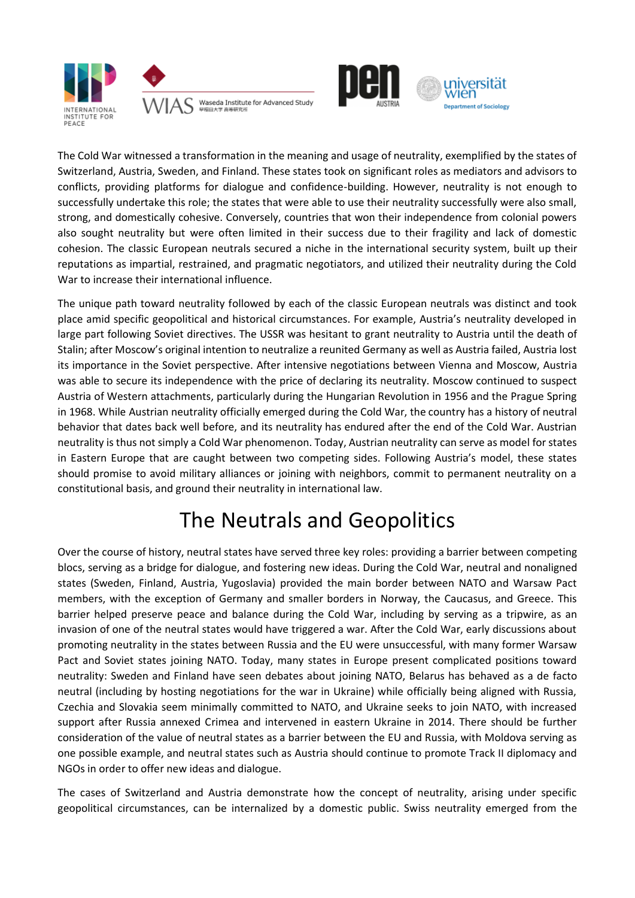The Cold War witnessed a transformation in the meaning and usage of neutrality, exemplified by the states of Switzerland, Austria, Sweden, and Finland. These states took on significant roles as mediators and advisors to conflicts, providing platforms for dialogue and confidence-building. However, neutrality is not enough to successfully undertake this role; the states that were able to use their neutrality successfully were also small, strong, and domestically cohesive. Conversely, countries that won their independence from colonial powers also sought neutrality but were often limited in their success due to their fragility and lack of domestic cohesion. The classic European neutrals secured a niche in the international security system, built up their reputations as impartial, restrained, and pragmatic negotiators, and utilized their neutrality during the Cold War to increase their international influence.

The unique path toward neutrality followed by each of the classic European neutrals was distinct and took place amid specific geopolitical and historical circumstances. For example, Austria's neutrality developed in large part following Soviet directives. The USSR was hesitant to grant neutrality to Austria until the death of Stalin; after Moscow's original intention to neutralize a reunited Germany as well as Austria failed, Austria lost its importance in the Soviet perspective. After intensive negotiations between Vienna and Moscow, Austria was able to secure its independence with the price of declaring its neutrality. Moscow continued to suspect Austria of Western attachments, particularly during the Hungarian Revolution in 1956 and the Prague Spring in 1968. While Austrian neutrality officially emerged during the Cold War, the country has a history of neutral behavior that dates back well before, and its neutrality has endured after the end of the Cold War. Austrian neutrality is thus not simply a Cold War phenomenon. Today, Austrian neutrality can serve as model for states in Eastern Europe that are caught between two competing sides. Following Austria's model, these states should promise to avoid military alliances or joining with neighbors, commit to permanent neutrality on a constitutional basis, and ground their neutrality in international law.

# The Neutrals and Geopolitics

Over the course of history, neutral states have served three key roles: providing a barrier between competing blocs, serving as a bridge for dialogue, and fostering new ideas. During the Cold War, neutral and nonaligned states (Sweden, Finland, Austria, Yugoslavia) provided the main border between NATO and Warsaw Pact members, with the exception of Germany and smaller borders in Norway, the Caucasus, and Greece. This barrier helped preserve peace and balance during the Cold War, including by serving as a tripwire, as an invasion of one of the neutral states would have triggered a war. After the Cold War, early discussions about promoting neutrality in the states between Russia and the EU were unsuccessful, with many former Warsaw Pact and Soviet states joining NATO. Today, many states in Europe present complicated positions toward neutrality: Sweden and Finland have seen debates about joining NATO, Belarus has behaved as a de facto neutral (including by hosting negotiations for the war in Ukraine) while officially being aligned with Russia, Czechia and Slovakia seem minimally committed to NATO, and Ukraine seeks to join NATO, with increased support after Russia annexed Crimea and intervened in eastern Ukraine in 2014. There should be further consideration of the value of neutral states as a barrier between the EU and Russia, with Moldova serving as one possible example, and neutral states such as Austria should continue to promote Track II diplomacy and NGOs in order to offer new ideas and dialogue.

The cases of Switzerland and Austria demonstrate how the concept of neutrality, arising under specific geopolitical circumstances, can be internalized by a domestic public. Swiss neutrality emerged from the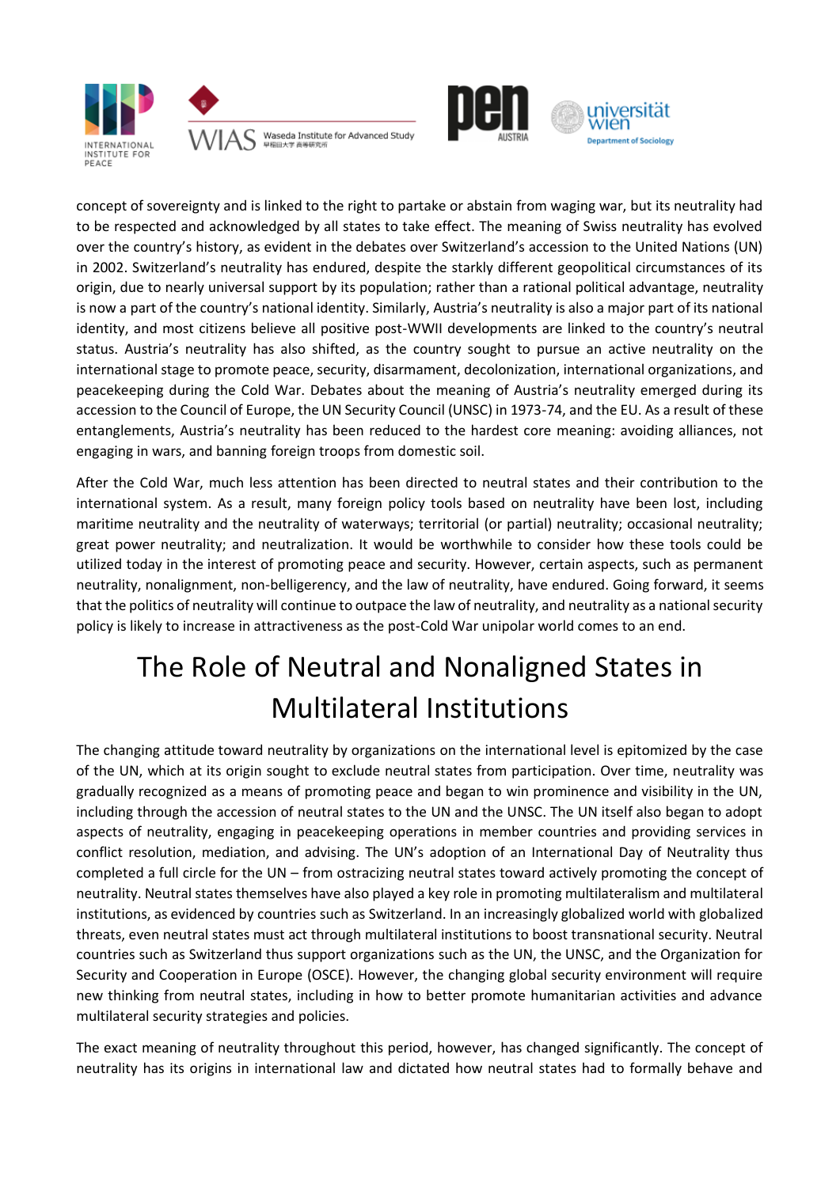concept of sovereignty and is linked to the right to partake or abstain from waging war, but its neutrality had to be respected and acknowledged by all states to take effect. The meaning of Swiss neutrality has evolved over the country's history, as evident in the debates over Switzerland's accession to the United Nations (UN) in 2002. Switzerland's neutrality has endured, despite the starkly different geopolitical circumstances of its origin, due to nearly universal support by its population; rather than a rational political advantage, neutrality is now a part of the country's national identity. Similarly, Austria's neutrality is also a major part of its national identity, and most citizens believe all positive post-WWII developments are linked to the country's neutral status. Austria's neutrality has also shifted, as the country sought to pursue an active neutrality on the international stage to promote peace, security, disarmament, decolonization, international organizations, and peacekeeping during the Cold War. Debates about the meaning of Austria's neutrality emerged during its accession to the Council of Europe, the UN Security Council (UNSC) in 1973-74, and the EU. As a result of these entanglements, Austria's neutrality has been reduced to the hardest core meaning: avoiding alliances, not engaging in wars, and banning foreign troops from domestic soil.

After the Cold War, much less attention has been directed to neutral states and their contribution to the international system. As a result, many foreign policy tools based on neutrality have been lost, including maritime neutrality and the neutrality of waterways; territorial (or partial) neutrality; occasional neutrality; great power neutrality; and neutralization. It would be worthwhile to consider how these tools could be utilized today in the interest of promoting peace and security. However, certain aspects, such as permanent neutrality, nonalignment, non-belligerency, and the law of neutrality, have endured. Going forward, it seems that the politics of neutrality will continue to outpace the law of neutrality, and neutrality as a national security policy is likely to increase in attractiveness as the post-Cold War unipolar world comes to an end.

# The Role of Neutral and Nonaligned States in Multilateral Institutions

The changing attitude toward neutrality by organizations on the international level is epitomized by the case of the UN, which at its origin sought to exclude neutral states from participation. Over time, neutrality was gradually recognized as a means of promoting peace and began to win prominence and visibility in the UN, including through the accession of neutral states to the UN and the UNSC. The UN itself also began to adopt aspects of neutrality, engaging in peacekeeping operations in member countries and providing services in conflict resolution, mediation, and advising. The UN's adoption of an International Day of Neutrality thus completed a full circle for the UN – from ostracizing neutral states toward actively promoting the concept of neutrality. Neutral states themselves have also played a key role in promoting multilateralism and multilateral institutions, as evidenced by countries such as Switzerland. In an increasingly globalized world with globalized threats, even neutral states must act through multilateral institutions to boost transnational security. Neutral countries such as Switzerland thus support organizations such as the UN, the UNSC, and the Organization for Security and Cooperation in Europe (OSCE). However, the changing global security environment will require new thinking from neutral states, including in how to better promote humanitarian activities and advance multilateral security strategies and policies.

The exact meaning of neutrality throughout this period, however, has changed significantly. The concept of neutrality has its origins in international law and dictated how neutral states had to formally behave and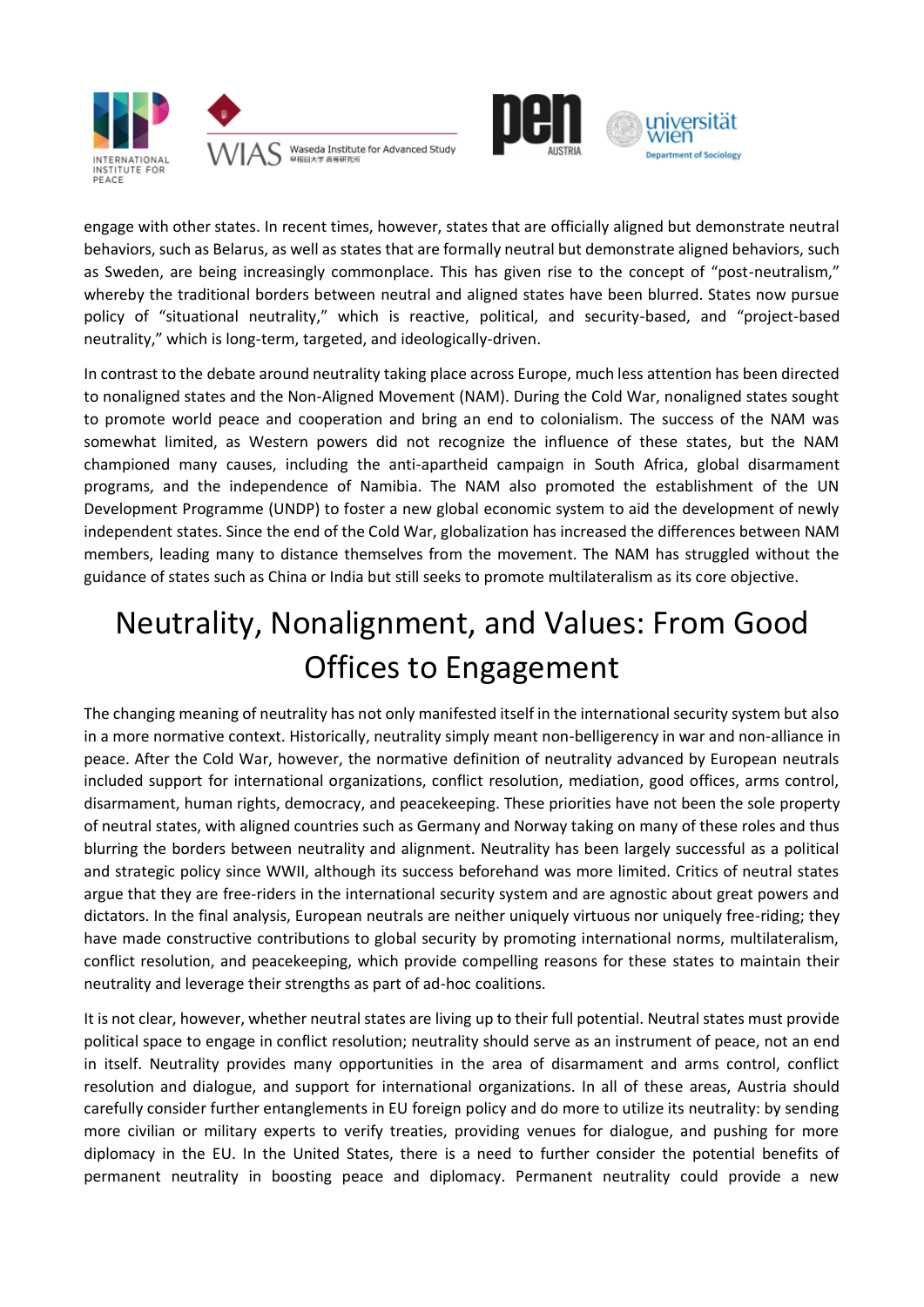engage with other states. In recent times, however, states that are officially aligned but demonstrate neutral behaviors, such as Belarus, as well as states that are formally neutral but demonstrate aligned behaviors, such as Sweden, are being increasingly commonplace. This has given rise to the concept of "post-neutralism," whereby the traditional borders between neutral and aligned states have been blurred. States now pursue policy of "situational neutrality," which is reactive, political, and security-based, and "project-based neutrality," which is long-term, targeted, and ideologically-driven.

In contrast to the debate around neutrality taking place across Europe, much less attention has been directed to nonaligned states and the Non-Aligned Movement (NAM). During the Cold War, nonaligned states sought to promote world peace and cooperation and bring an end to colonialism. The success of the NAM was somewhat limited, as Western powers did not recognize the influence of these states, but the NAM championed many causes, including the anti-apartheid campaign in South Africa, global disarmament programs, and the independence of Namibia. The NAM also promoted the establishment of the UN Development Programme (UNDP) to foster a new global economic system to aid the development of newly independent states. Since the end of the Cold War, globalization has increased the differences between NAM members, leading many to distance themselves from the movement. The NAM has struggled without the guidance of states such as China or India but still seeks to promote multilateralism as its core objective.

# Neutrality, Nonalignment, and Values: From Good Offices to Engagement

The changing meaning of neutrality has not only manifested itself in the international security system but also in a more normative context. Historically, neutrality simply meant non-belligerency in war and non-alliance in peace. After the Cold War, however, the normative definition of neutrality advanced by European neutrals included support for international organizations, conflict resolution, mediation, good offices, arms control, disarmament, human rights, democracy, and peacekeeping. These priorities have not been the sole property of neutral states, with aligned countries such as Germany and Norway taking on many of these roles and thus blurring the borders between neutrality and alignment. Neutrality has been largely successful as a political and strategic policy since WWII, although its success beforehand was more limited. Critics of neutral states argue that they are free-riders in the international security system and are agnostic about great powers and dictators. In the final analysis, European neutrals are neither uniquely virtuous nor uniquely free-riding; they have made constructive contributions to global security by promoting international norms, multilateralism, conflict resolution, and peacekeeping, which provide compelling reasons for these states to maintain their neutrality and leverage their strengths as part of ad-hoc coalitions.

It is not clear, however, whether neutral states are living up to their full potential. Neutral states must provide political space to engage in conflict resolution; neutrality should serve as an instrument of peace, not an end in itself. Neutrality provides many opportunities in the area of disarmament and arms control, conflict resolution and dialogue, and support for international organizations. In all of these areas, Austria should carefully consider further entanglements in EU foreign policy and do more to utilize its neutrality: by sending more civilian or military experts to verify treaties, providing venues for dialogue, and pushing for more diplomacy in the EU. In the United States, there is a need to further consider the potential benefits of permanent neutrality in boosting peace and diplomacy. Permanent neutrality could provide a new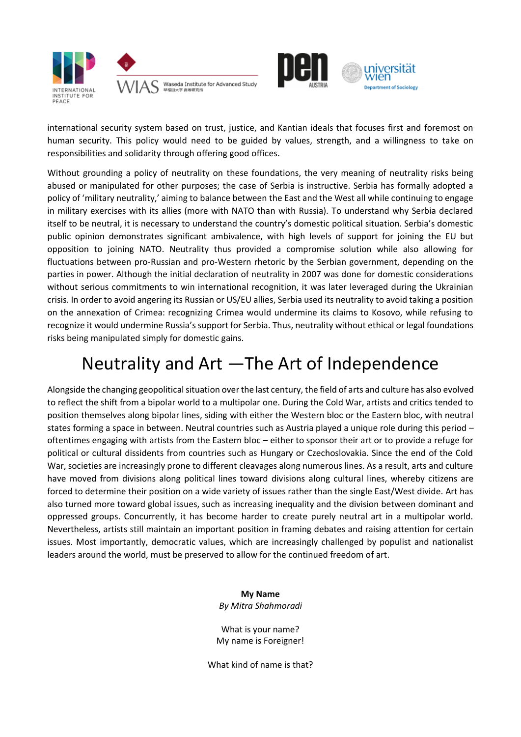international security system based on trust, justice, and Kantian ideals that focuses first and foremost on human security. This policy would need to be guided by values, strength, and a willingness to take on responsibilities and solidarity through offering good offices.

Without grounding a policy of neutrality on these foundations, the very meaning of neutrality risks being abused or manipulated for other purposes; the case of Serbia is instructive. Serbia has formally adopted a policy of 'military neutrality,' aiming to balance between the East and the West all while continuing to engage in military exercises with its allies (more with NATO than with Russia). To understand why Serbia declared itself to be neutral, it is necessary to understand the country's domestic political situation. Serbia's domestic public opinion demonstrates significant ambivalence, with high levels of support for joining the EU but opposition to joining NATO. Neutrality thus provided a compromise solution while also allowing for fluctuations between pro-Russian and pro-Western rhetoric by the Serbian government, depending on the parties in power. Although the initial declaration of neutrality in 2007 was done for domestic considerations without serious commitments to win international recognition, it was later leveraged during the Ukrainian crisis. In order to avoid angering its Russian or US/EU allies, Serbia used its neutrality to avoid taking a position on the annexation of Crimea: recognizing Crimea would undermine its claims to Kosovo, while refusing to recognize it would undermine Russia's support for Serbia. Thus, neutrality without ethical or legal foundations risks being manipulated simply for domestic gains.

# Neutrality and Art —The Art of Independence

Alongside the changing geopolitical situation over the last century, the field of arts and culture has also evolved to reflect the shift from a bipolar world to a multipolar one. During the Cold War, artists and critics tended to position themselves along bipolar lines, siding with either the Western bloc or the Eastern bloc, with neutral states forming a space in between. Neutral countries such as Austria played a unique role during this period – oftentimes engaging with artists from the Eastern bloc – either to sponsor their art or to provide a refuge for political or cultural dissidents from countries such as Hungary or Czechoslovakia. Since the end of the Cold War, societies are increasingly prone to different cleavages along numerous lines. As a result, arts and culture have moved from divisions along political lines toward divisions along cultural lines, whereby citizens are forced to determine their position on a wide variety of issues rather than the single East/West divide. Art has also turned more toward global issues, such as increasing inequality and the division between dominant and oppressed groups. Concurrently, it has become harder to create purely neutral art in a multipolar world. Nevertheless, artists still maintain an important position in framing debates and raising attention for certain issues. Most importantly, democratic values, which are increasingly challenged by populist and nationalist leaders around the world, must be preserved to allow for the continued freedom of art.

**My Name**
*By Mitra Shahmoradi*

What is your name?
My name is Foreigner!

What kind of name is that?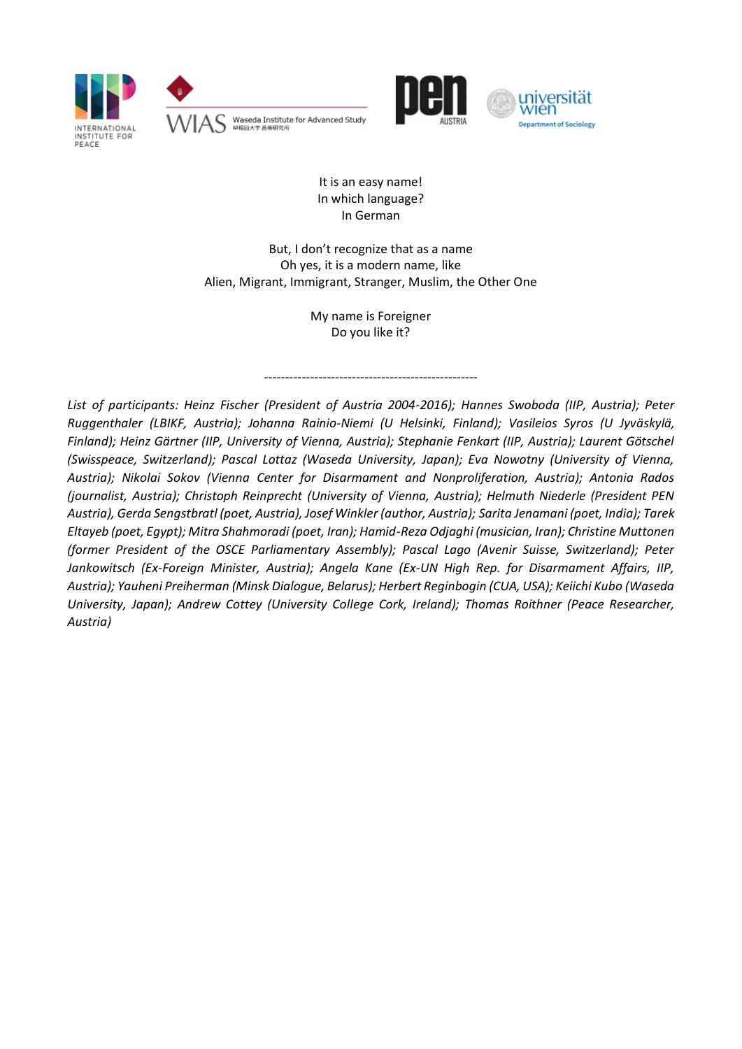It is an easy name!
In which language?
In German

But, I don't recognize that as a name
Oh yes, it is a modern name, like
Alien, Migrant, Immigrant, Stranger, Muslim, the Other One

My name is Foreigner
Do you like it?

---------------------------------------------------

*List of participants: Heinz Fischer (President of Austria 2004-2016); Hannes Swoboda (IIP, Austria); Peter Ruggenthaler (LBIKF, Austria); Johanna Rainio-Niemi (U Helsinki, Finland); Vasileios Syros (U Jyväskylä, Finland); Heinz Gärtner (IIP, University of Vienna, Austria); Stephanie Fenkart (IIP, Austria); Laurent Götschel (Swisspeace, Switzerland); Pascal Lottaz (Waseda University, Japan); Eva Nowotny (University of Vienna, Austria); Nikolai Sokov (Vienna Center for Disarmament and Nonproliferation, Austria); Antonia Rados (journalist, Austria); Christoph Reinprecht (University of Vienna, Austria); Helmuth Niederle (President PEN Austria), Gerda Sengstbratl (poet, Austria), Josef Winkler (author, Austria); Sarita Jenamani (poet, India); Tarek Eltayeb (poet, Egypt); Mitra Shahmoradi (poet, Iran); Hamid-Reza Odjaghi (musician, Iran); Christine Muttonen (former President of the OSCE Parliamentary Assembly); Pascal Lago (Avenir Suisse, Switzerland); Peter Jankowitsch (Ex-Foreign Minister, Austria); Angela Kane (Ex-UN High Rep. for Disarmament Affairs, IIP, Austria); Yauheni Preiherman (Minsk Dialogue, Belarus); Herbert Reginbogin (CUA, USA); Keiichi Kubo (Waseda University, Japan); Andrew Cottey (University College Cork, Ireland); Thomas Roithner (Peace Researcher, Austria)*